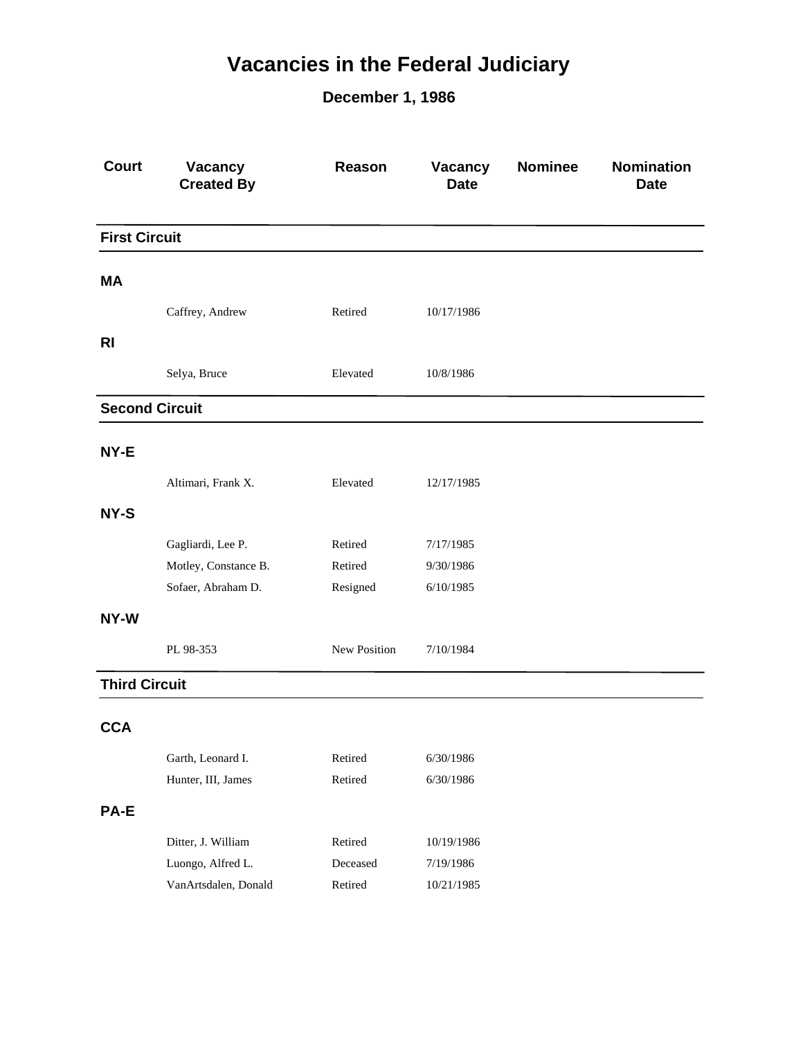# Vacancies in the Federal Judiciary

## December 1, 1986

| Court | Vacancy Created By | Reason | Vacancy Date | Nominee | Nomination Date |
|---|---|---|---|---|---|
| **First Circuit** | | | | | |
| **MA** | | | | | |
| | Caffrey, Andrew | Retired | 10/17/1986 | | |
| **RI** | | | | | |
| | Selya, Bruce | Elevated | 10/8/1986 | | |
| **Second Circuit** | | | | | |
| **NY-E** | | | | | |
| | Altimari, Frank X. | Elevated | 12/17/1985 | | |
| **NY-S** | | | | | |
| | Gagliardi, Lee P. | Retired | 7/17/1985 | | |
| | Motley, Constance B. | Retired | 9/30/1986 | | |
| | Sofaer, Abraham D. | Resigned | 6/10/1985 | | |
| **NY-W** | | | | | |
| | PL 98-353 | New Position | 7/10/1984 | | |
| **Third Circuit** | | | | | |
| **CCA** | | | | | |
| | Garth, Leonard I. | Retired | 6/30/1986 | | |
| | Hunter, III, James | Retired | 6/30/1986 | | |
| **PA-E** | | | | | |
| | Ditter, J. William | Retired | 10/19/1986 | | |
| | Luongo, Alfred L. | Deceased | 7/19/1986 | | |
| | VanArtsdalen, Donald | Retired | 10/21/1985 | | |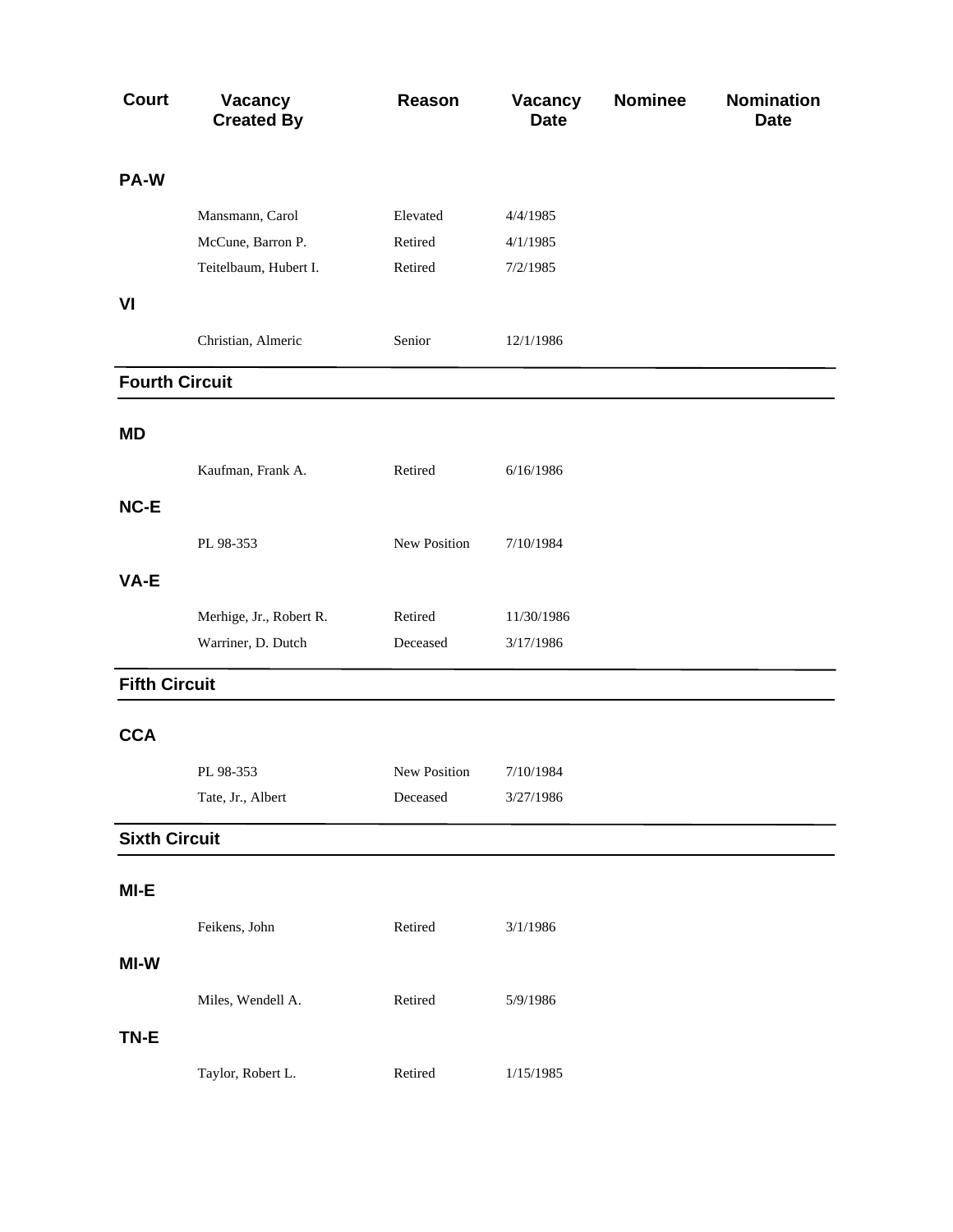| Court | Vacancy Created By | Reason | Vacancy Date | Nominee | Nomination Date |
| --- | --- | --- | --- | --- | --- |
| **PA-W** | | | | | |
| | Mansmann, Carol | Elevated | 4/4/1985 | | |
| | McCune, Barron P. | Retired | 4/1/1985 | | |
| | Teitelbaum, Hubert I. | Retired | 7/2/1985 | | |
| **VI** | | | | | |
| | Christian, Almeric | Senior | 12/1/1986 | | |
| **Fourth Circuit** | | | | | |
| **MD** | | | | | |
| | Kaufman, Frank A. | Retired | 6/16/1986 | | |
| **NC-E** | | | | | |
| | PL 98-353 | New Position | 7/10/1984 | | |
| **VA-E** | | | | | |
| | Merhige, Jr., Robert R. | Retired | 11/30/1986 | | |
| | Warriner, D. Dutch | Deceased | 3/17/1986 | | |
| **Fifth Circuit** | | | | | |
| **CCA** | | | | | |
| | PL 98-353 | New Position | 7/10/1984 | | |
| | Tate, Jr., Albert | Deceased | 3/27/1986 | | |
| **Sixth Circuit** | | | | | |
| **MI-E** | | | | | |
| | Feikens, John | Retired | 3/1/1986 | | |
| **MI-W** | | | | | |
| | Miles, Wendell A. | Retired | 5/9/1986 | | |
| **TN-E** | | | | | |
| | Taylor, Robert L. | Retired | 1/15/1985 | | |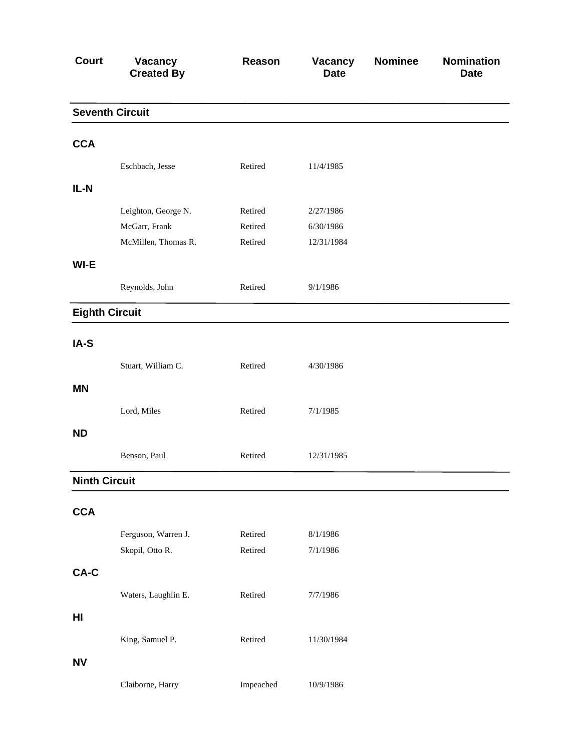| Court | Vacancy Created By | Reason | Vacancy Date | Nominee | Nomination Date |
|---|---|---|---|---|---|
| **Seventh Circuit** | | | | | |
| **CCA** | | | | | |
| | Eschbach, Jesse | Retired | 11/4/1985 | | |
| **IL-N** | | | | | |
| | Leighton, George N. | Retired | 2/27/1986 | | |
| | McGarr, Frank | Retired | 6/30/1986 | | |
| | McMillen, Thomas R. | Retired | 12/31/1984 | | |
| **WI-E** | | | | | |
| | Reynolds, John | Retired | 9/1/1986 | | |
| **Eighth Circuit** | | | | | |
| **IA-S** | | | | | |
| | Stuart, William C. | Retired | 4/30/1986 | | |
| **MN** | | | | | |
| | Lord, Miles | Retired | 7/1/1985 | | |
| **ND** | | | | | |
| | Benson, Paul | Retired | 12/31/1985 | | |
| **Ninth Circuit** | | | | | |
| **CCA** | | | | | |
| | Ferguson, Warren J. | Retired | 8/1/1986 | | |
| | Skopil, Otto R. | Retired | 7/1/1986 | | |
| **CA-C** | | | | | |
| | Waters, Laughlin E. | Retired | 7/7/1986 | | |
| **HI** | | | | | |
| | King, Samuel P. | Retired | 11/30/1984 | | |
| **NV** | | | | | |
| | Claiborne, Harry | Impeached | 10/9/1986 | | |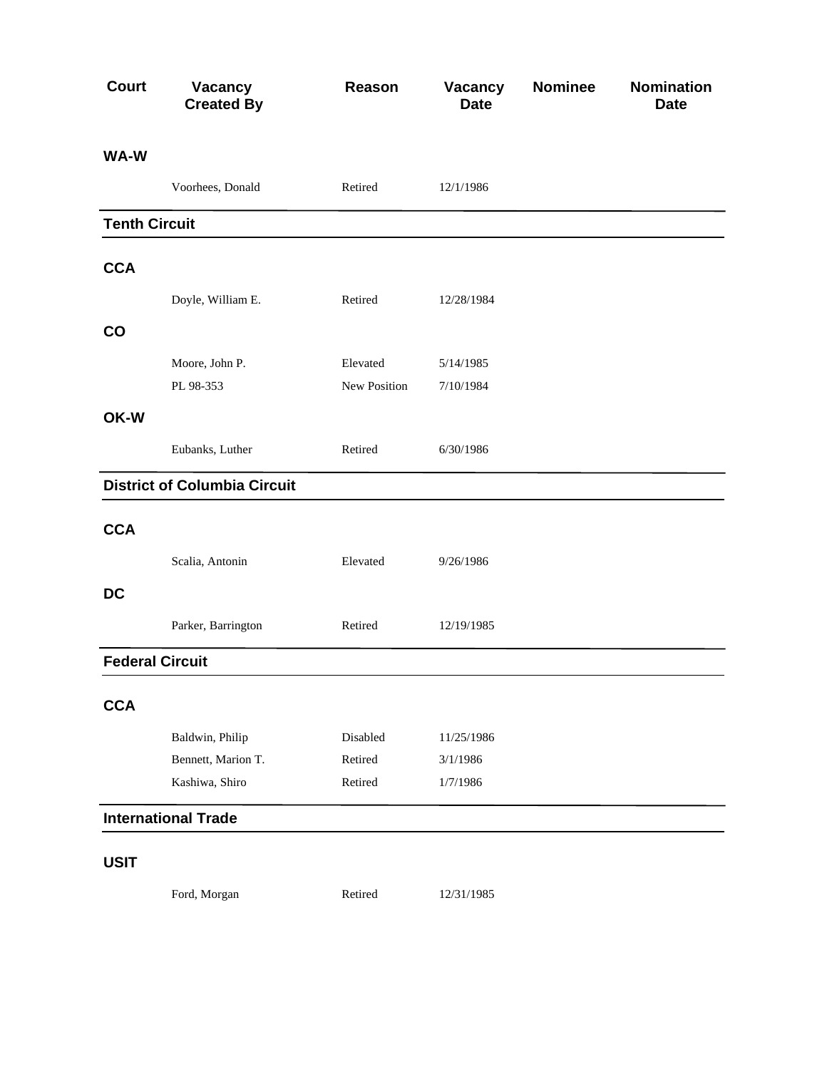| Court | Vacancy Created By | Reason | Vacancy Date | Nominee | Nomination Date |
|---|---|---|---|---|---|
| **WA-W** | | | | | |
| | Voorhees, Donald | Retired | 12/1/1986 | | |

## Tenth Circuit

| Court | Vacancy Created By | Reason | Vacancy Date | Nominee | Nomination Date |
|---|---|---|---|---|---|
| **CCA** | | | | | |
| | Doyle, William E. | Retired | 12/28/1984 | | |
| **CO** | | | | | |
| | Moore, John P. | Elevated | 5/14/1985 | | |
| | PL 98-353 | New Position | 7/10/1984 | | |
| **OK-W** | | | | | |
| | Eubanks, Luther | Retired | 6/30/1986 | | |

## District of Columbia Circuit

| Court | Vacancy Created By | Reason | Vacancy Date | Nominee | Nomination Date |
|---|---|---|---|---|---|
| **CCA** | | | | | |
| | Scalia, Antonin | Elevated | 9/26/1986 | | |
| **DC** | | | | | |
| | Parker, Barrington | Retired | 12/19/1985 | | |

## Federal Circuit

| Court | Vacancy Created By | Reason | Vacancy Date | Nominee | Nomination Date |
|---|---|---|---|---|---|
| **CCA** | | | | | |
| | Baldwin, Philip | Disabled | 11/25/1986 | | |
| | Bennett, Marion T. | Retired | 3/1/1986 | | |
| | Kashiwa, Shiro | Retired | 1/7/1986 | | |

## International Trade

| Court | Vacancy Created By | Reason | Vacancy Date | Nominee | Nomination Date |
|---|---|---|---|---|---|
| **USIT** | | | | | |
| | Ford, Morgan | Retired | 12/31/1985 | | |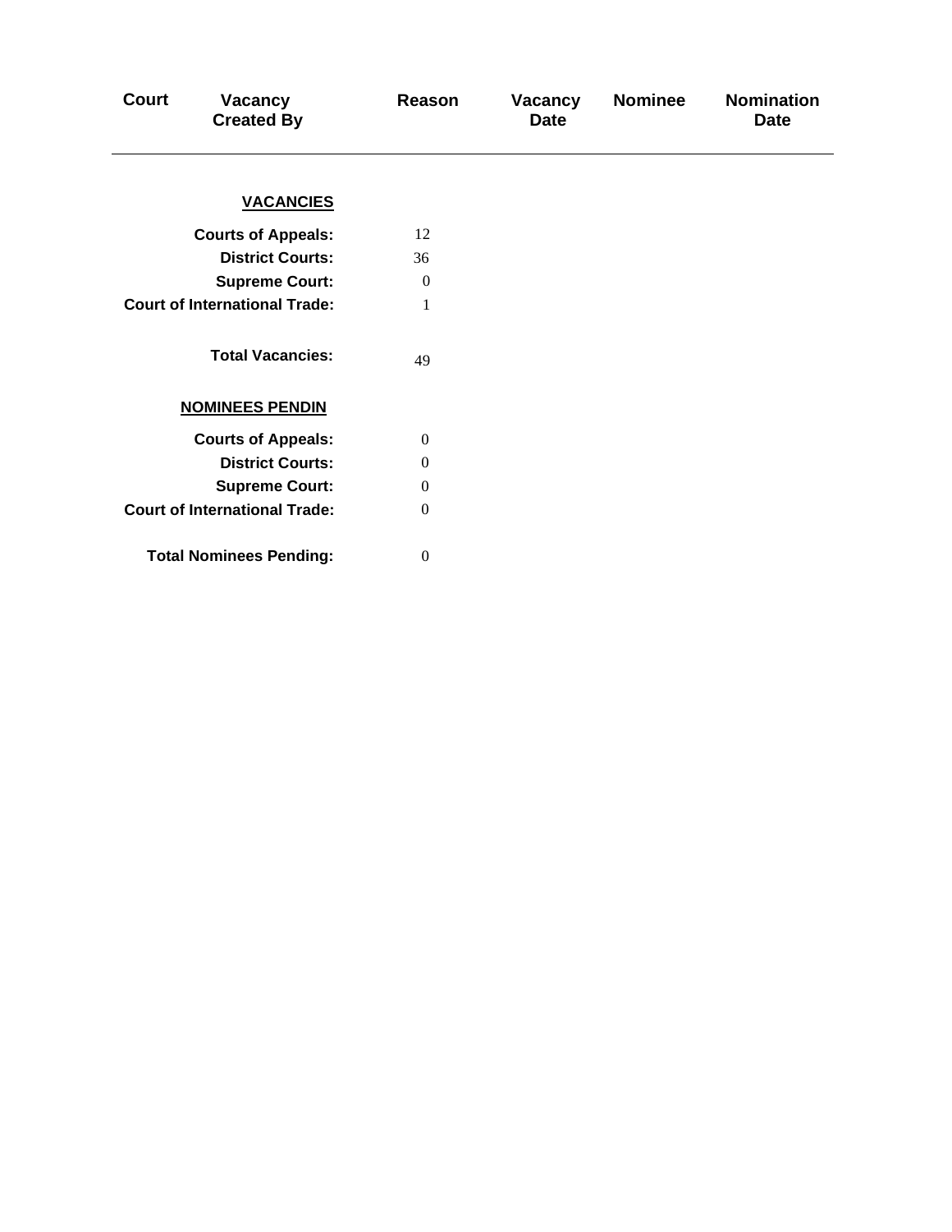| Court | Vacancy Created By | Reason | Vacancy Date | Nominee | Nomination Date |
|---|---|---|---|---|---|

**VACANCIES**

| | |
|---|---|
| **Courts of Appeals:** | 12 |
| **District Courts:** | 36 |
| **Supreme Court:** | 0 |
| **Court of International Trade:** | 1 |
| **Total Vacancies:** | 49 |

**NOMINEES PENDIN**

| | |
|---|---|
| **Courts of Appeals:** | 0 |
| **District Courts:** | 0 |
| **Supreme Court:** | 0 |
| **Court of International Trade:** | 0 |
| **Total Nominees Pending:** | 0 |